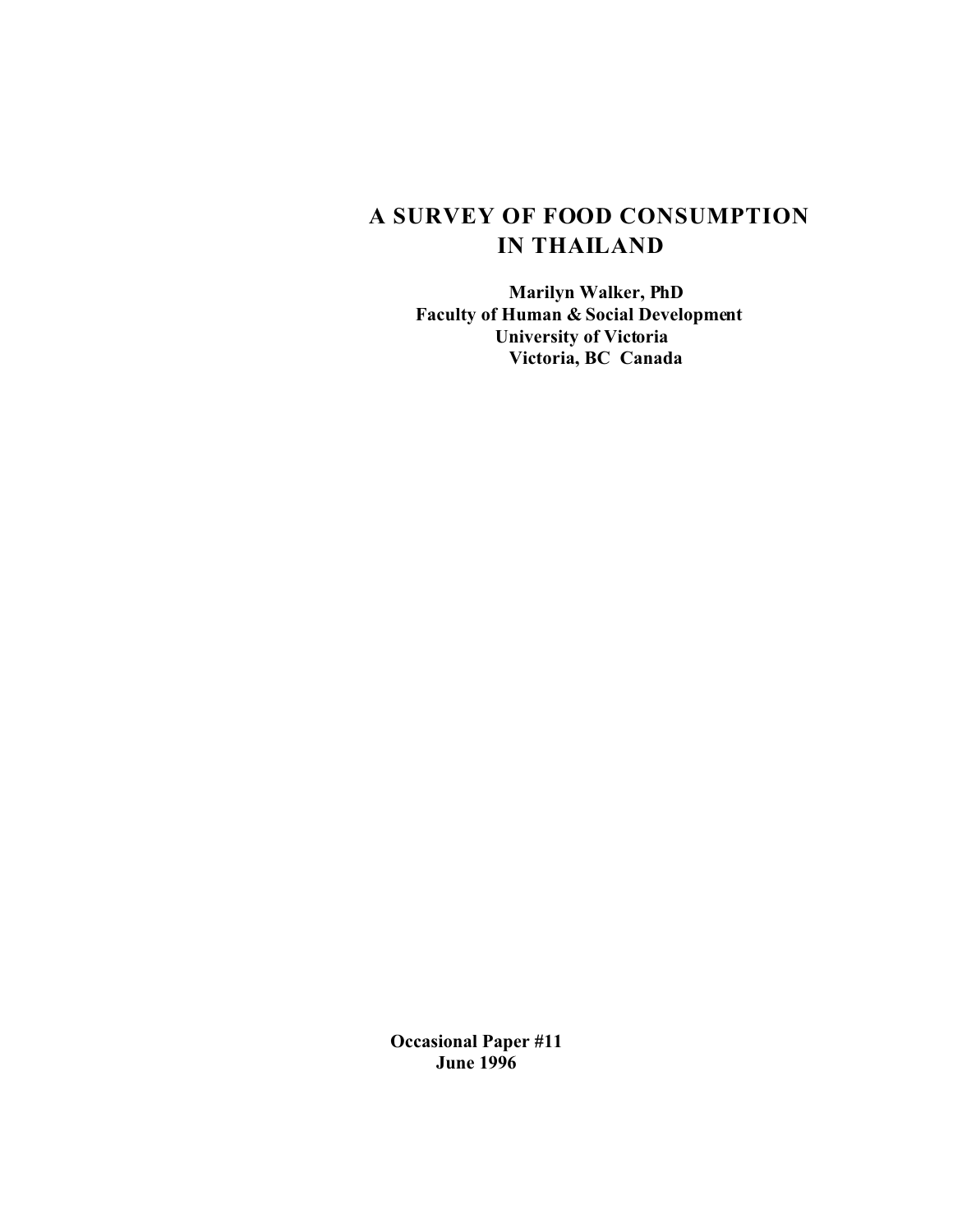# A SURVEY OF FOOD CONSUMPTION IN THAILAND

**Marilyn Walker, PhD**
**Faculty of Human & Social Development**
**University of Victoria**
**Victoria, BC Canada**

**Occasional Paper #11**
**June 1996**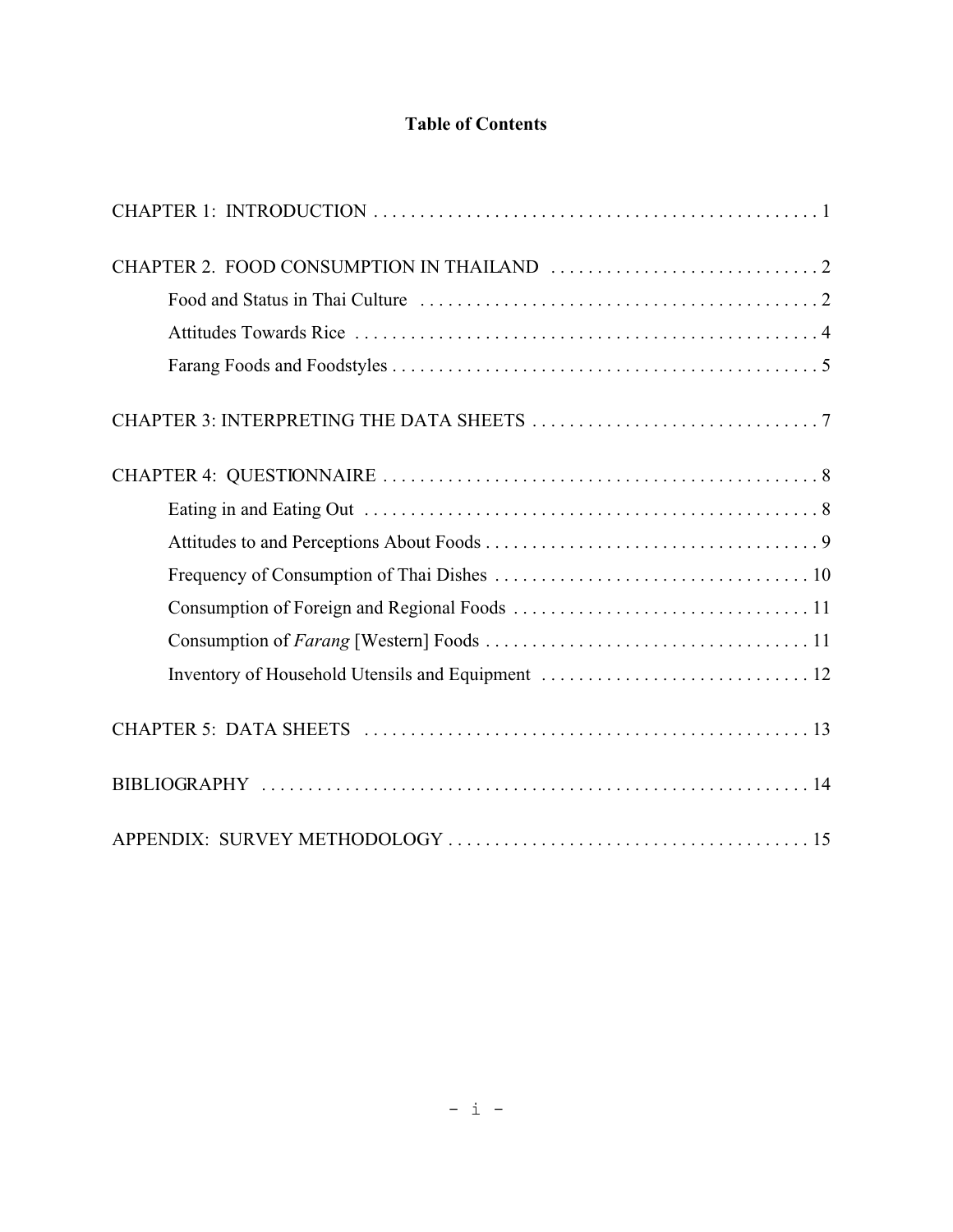# Table of Contents

CHAPTER 1: INTRODUCTION . . . . . . . . . . . . . . . . . . . . . . . . . . . . . . . . . . . . . . . . . . . . . . . 1

CHAPTER 2. FOOD CONSUMPTION IN THAILAND . . . . . . . . . . . . . . . . . . . . . . . . . . . . . 2

- Food and Status in Thai Culture . . . . . . . . . . . . . . . . . . . . . . . . . . . . . . . . . . . . . . . . . . . 2
- Attitudes Towards Rice . . . . . . . . . . . . . . . . . . . . . . . . . . . . . . . . . . . . . . . . . . . . . . . . . 4
- Farang Foods and Foodstyles . . . . . . . . . . . . . . . . . . . . . . . . . . . . . . . . . . . . . . . . . . . . . 5

CHAPTER 3: INTERPRETING THE DATA SHEETS . . . . . . . . . . . . . . . . . . . . . . . . . . . . . . . 7

CHAPTER 4: QUESTIONNAIRE . . . . . . . . . . . . . . . . . . . . . . . . . . . . . . . . . . . . . . . . . . . . . . 8

- Eating in and Eating Out . . . . . . . . . . . . . . . . . . . . . . . . . . . . . . . . . . . . . . . . . . . . . . . . 8
- Attitudes to and Perceptions About Foods . . . . . . . . . . . . . . . . . . . . . . . . . . . . . . . . . . . 9
- Frequency of Consumption of Thai Dishes . . . . . . . . . . . . . . . . . . . . . . . . . . . . . . . . . 10
- Consumption of Foreign and Regional Foods . . . . . . . . . . . . . . . . . . . . . . . . . . . . . . . 11
- Consumption of *Farang* [Western] Foods . . . . . . . . . . . . . . . . . . . . . . . . . . . . . . . . . . 11
- Inventory of Household Utensils and Equipment . . . . . . . . . . . . . . . . . . . . . . . . . . . . 12

CHAPTER 5: DATA SHEETS . . . . . . . . . . . . . . . . . . . . . . . . . . . . . . . . . . . . . . . . . . . . . . . 13

BIBLIOGRAPHY . . . . . . . . . . . . . . . . . . . . . . . . . . . . . . . . . . . . . . . . . . . . . . . . . . . . . . . . . 14

APPENDIX: SURVEY METHODOLOGY . . . . . . . . . . . . . . . . . . . . . . . . . . . . . . . . . . . . . . 15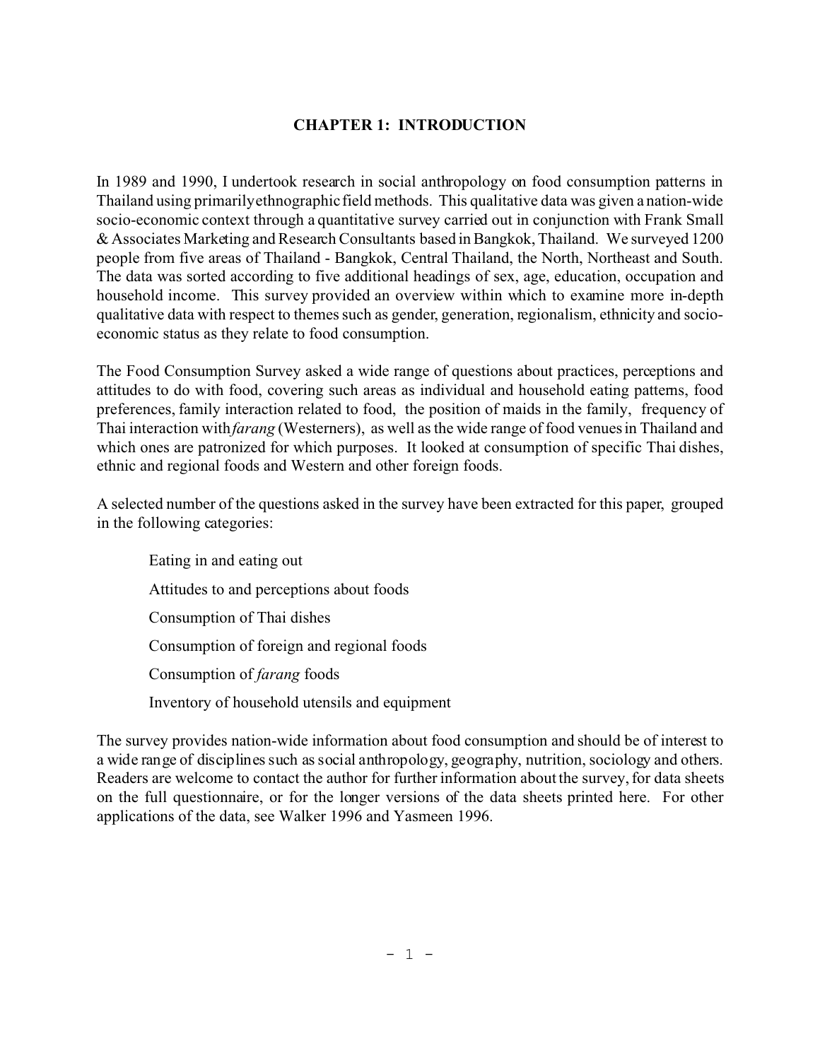# CHAPTER 1: INTRODUCTION

In 1989 and 1990, I undertook research in social anthropology on food consumption patterns in Thailand using primarily ethnographic field methods. This qualitative data was given a nation-wide socio-economic context through a quantitative survey carried out in conjunction with Frank Small & Associates Marketing and Research Consultants based in Bangkok, Thailand. We surveyed 1200 people from five areas of Thailand - Bangkok, Central Thailand, the North, Northeast and South. The data was sorted according to five additional headings of sex, age, education, occupation and household income. This survey provided an overview within which to examine more in-depth qualitative data with respect to themes such as gender, generation, regionalism, ethnicity and socio-economic status as they relate to food consumption.

The Food Consumption Survey asked a wide range of questions about practices, perceptions and attitudes to do with food, covering such areas as individual and household eating patterns, food preferences, family interaction related to food, the position of maids in the family, frequency of Thai interaction with *farang* (Westerners), as well as the wide range of food venues in Thailand and which ones are patronized for which purposes. It looked at consumption of specific Thai dishes, ethnic and regional foods and Western and other foreign foods.

A selected number of the questions asked in the survey have been extracted for this paper, grouped in the following categories:

- Eating in and eating out
- Attitudes to and perceptions about foods
- Consumption of Thai dishes
- Consumption of foreign and regional foods
- Consumption of *farang* foods
- Inventory of household utensils and equipment

The survey provides nation-wide information about food consumption and should be of interest to a wide range of disciplines such as social anthropology, geography, nutrition, sociology and others. Readers are welcome to contact the author for further information about the survey, for data sheets on the full questionnaire, or for the longer versions of the data sheets printed here. For other applications of the data, see Walker 1996 and Yasmeen 1996.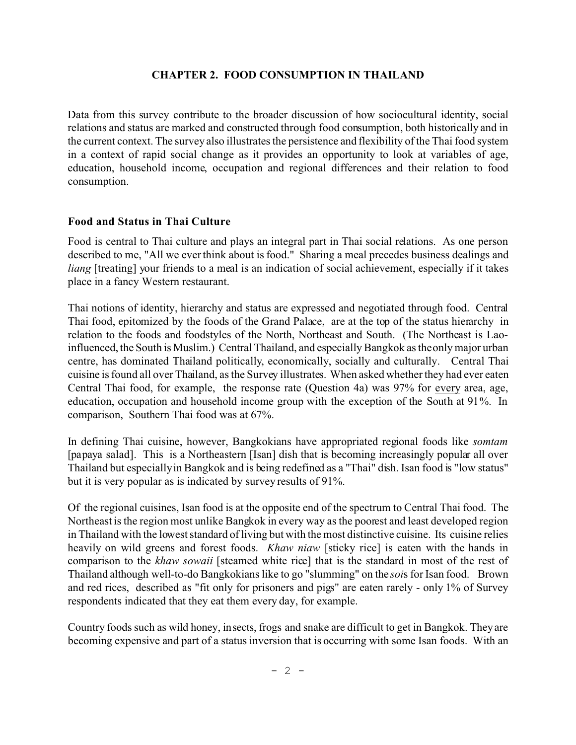## CHAPTER 2. FOOD CONSUMPTION IN THAILAND

Data from this survey contribute to the broader discussion of how sociocultural identity, social relations and status are marked and constructed through food consumption, both historically and in the current context. The survey also illustrates the persistence and flexibility of the Thai food system in a context of rapid social change as it provides an opportunity to look at variables of age, education, household income, occupation and regional differences and their relation to food consumption.

### Food and Status in Thai Culture

Food is central to Thai culture and plays an integral part in Thai social relations. As one person described to me, "All we ever think about is food." Sharing a meal precedes business dealings and *liang* [treating] your friends to a meal is an indication of social achievement, especially if it takes place in a fancy Western restaurant.

Thai notions of identity, hierarchy and status are expressed and negotiated through food. Central Thai food, epitomized by the foods of the Grand Palace, are at the top of the status hierarchy in relation to the foods and foodstyles of the North, Northeast and South. (The Northeast is Lao-influenced, the South is Muslim.) Central Thailand, and especially Bangkok as the only major urban centre, has dominated Thailand politically, economically, socially and culturally. Central Thai cuisine is found all over Thailand, as the Survey illustrates. When asked whether they had ever eaten Central Thai food, for example, the response rate (Question 4a) was 97% for <u>every</u> area, age, education, occupation and household income group with the exception of the South at 91%. In comparison, Southern Thai food was at 67%.

In defining Thai cuisine, however, Bangkokians have appropriated regional foods like *somtam* [papaya salad]. This is a Northeastern [Isan] dish that is becoming increasingly popular all over Thailand but especially in Bangkok and is being redefined as a "Thai" dish. Isan food is "low status" but it is very popular as is indicated by survey results of 91%.

Of the regional cuisines, Isan food is at the opposite end of the spectrum to Central Thai food. The Northeast is the region most unlike Bangkok in every way as the poorest and least developed region in Thailand with the lowest standard of living but with the most distinctive cuisine. Its cuisine relies heavily on wild greens and forest foods. *Khaw niaw* [sticky rice] is eaten with the hands in comparison to the *khaw sowaii* [steamed white rice] that is the standard in most of the rest of Thailand although well-to-do Bangkokians like to go "slumming" on the *soi*s for Isan food. Brown and red rices, described as "fit only for prisoners and pigs" are eaten rarely - only 1% of Survey respondents indicated that they eat them every day, for example.

Country foods such as wild honey, insects, frogs and snake are difficult to get in Bangkok. They are becoming expensive and part of a status inversion that is occurring with some Isan foods. With an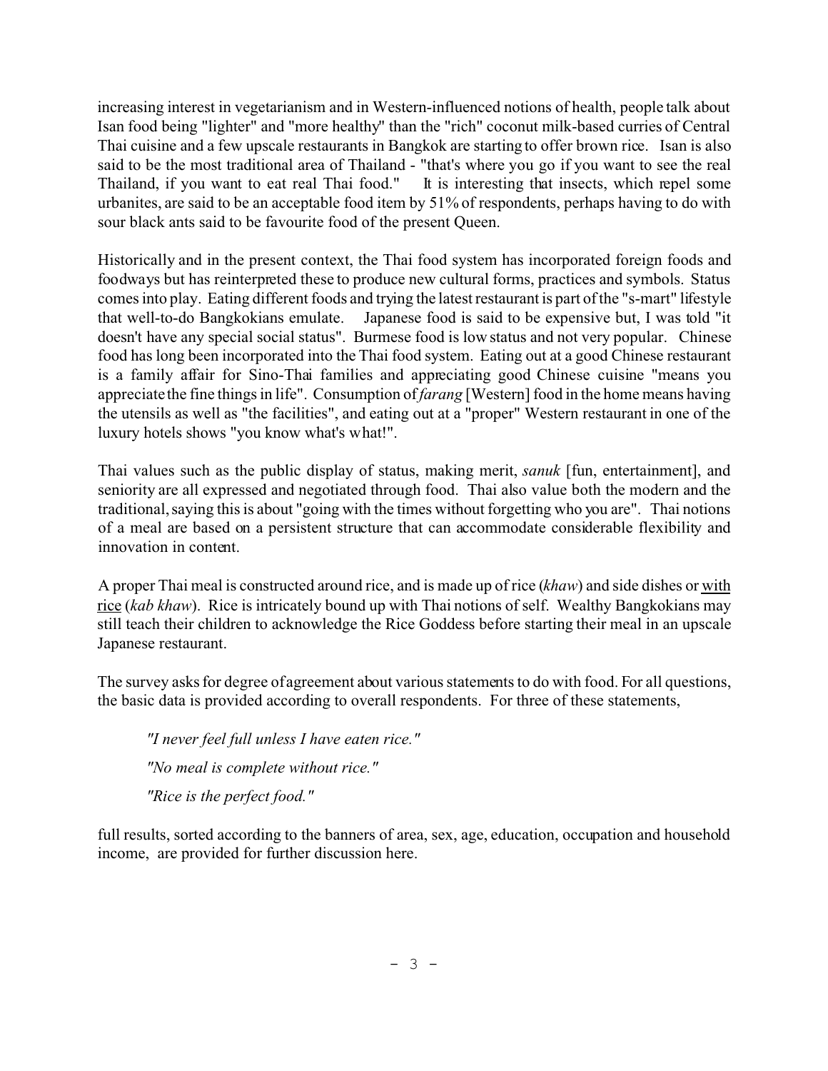increasing interest in vegetarianism and in Western-influenced notions of health, people talk about Isan food being "lighter" and "more healthy" than the "rich" coconut milk-based curries of Central Thai cuisine and a few upscale restaurants in Bangkok are starting to offer brown rice. Isan is also said to be the most traditional area of Thailand - "that's where you go if you want to see the real Thailand, if you want to eat real Thai food." It is interesting that insects, which repel some urbanites, are said to be an acceptable food item by 51% of respondents, perhaps having to do with sour black ants said to be favourite food of the present Queen.

Historically and in the present context, the Thai food system has incorporated foreign foods and foodways but has reinterpreted these to produce new cultural forms, practices and symbols. Status comes into play. Eating different foods and trying the latest restaurant is part of the "s-mart" lifestyle that well-to-do Bangkokians emulate. Japanese food is said to be expensive but, I was told "it doesn't have any special social status". Burmese food is low status and not very popular. Chinese food has long been incorporated into the Thai food system. Eating out at a good Chinese restaurant is a family affair for Sino-Thai families and appreciating good Chinese cuisine "means you appreciate the fine things in life". Consumption of *farang* [Western] food in the home means having the utensils as well as "the facilities", and eating out at a "proper" Western restaurant in one of the luxury hotels shows "you know what's what!".

Thai values such as the public display of status, making merit, *sanuk* [fun, entertainment], and seniority are all expressed and negotiated through food. Thai also value both the modern and the traditional, saying this is about "going with the times without forgetting who you are". Thai notions of a meal are based on a persistent structure that can accommodate considerable flexibility and innovation in content.

A proper Thai meal is constructed around rice, and is made up of rice (*khaw*) and side dishes or <u>with rice</u> (*kab khaw*). Rice is intricately bound up with Thai notions of self. Wealthy Bangkokians may still teach their children to acknowledge the Rice Goddess before starting their meal in an upscale Japanese restaurant.

The survey asks for degree of agreement about various statements to do with food. For all questions, the basic data is provided according to overall respondents. For three of these statements,

> *"I never feel full unless I have eaten rice."*
>
> *"No meal is complete without rice."*
>
> *"Rice is the perfect food."*

full results, sorted according to the banners of area, sex, age, education, occupation and household income, are provided for further discussion here.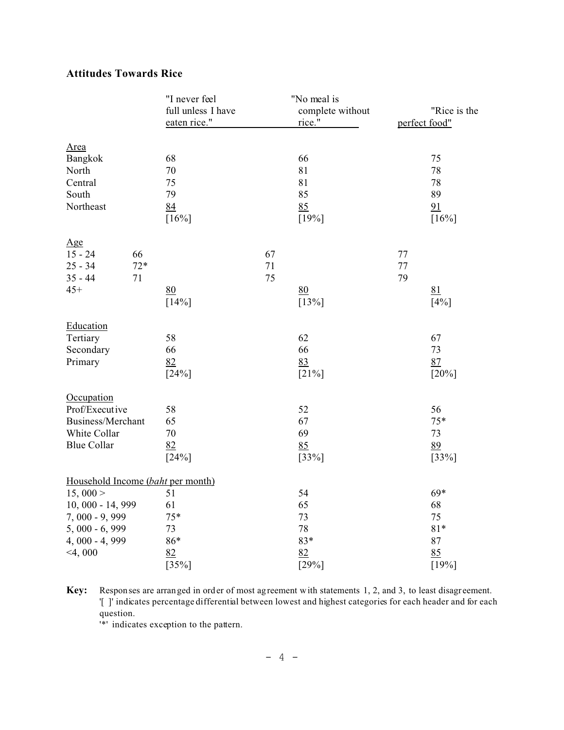## Attitudes Towards Rice

| | "I never feel full unless I have eaten rice." | "No meal is complete without rice." | "Rice is the perfect food" |
|---|---|---|---|
| **Area** | | | |
| Bangkok | 68 | 66 | 75 |
| North | 70 | 81 | 78 |
| Central | 75 | 81 | 78 |
| South | 79 | 85 | 89 |
| Northeast | 84 | 85 | 91 |
| | [16%] | [19%] | [16%] |
| **Age** | | | |
| 15 - 24 | 66 | 67 | 77 |
| 25 - 34 | 72* | 71 | 77 |
| 35 - 44 | 71 | 75 | 79 |
| 45+ | 80 | 80 | 81 |
| | [14%] | [13%] | [4%] |
| **Education** | | | |
| Tertiary | 58 | 62 | 67 |
| Secondary | 66 | 66 | 73 |
| Primary | 82 | 83 | 87 |
| | [24%] | [21%] | [20%] |
| **Occupation** | | | |
| Prof/Executive | 58 | 52 | 56 |
| Business/Merchant | 65 | 67 | 75* |
| White Collar | 70 | 69 | 73 |
| Blue Collar | 82 | 85 | 89 |
| | [24%] | [33%] | [33%] |
| **Household Income (*baht* per month)** | | | |
| 15, 000 > | 51 | 54 | 69* |
| 10, 000 - 14, 999 | 61 | 65 | 68 |
| 7, 000 - 9, 999 | 75* | 73 | 75 |
| 5, 000 - 6, 999 | 73 | 78 | 81* |
| 4, 000 - 4, 999 | 86* | 83* | 87 |
| <4, 000 | 82 | 82 | 85 |
| | [35%] | [29%] | [19%] |

**Key:** Responses are arranged in order of most agreement with statements 1, 2, and 3, to least disagreement.
'[ ]' indicates percentage differential between lowest and highest categories for each header and for each question.
'*' indicates exception to the pattern.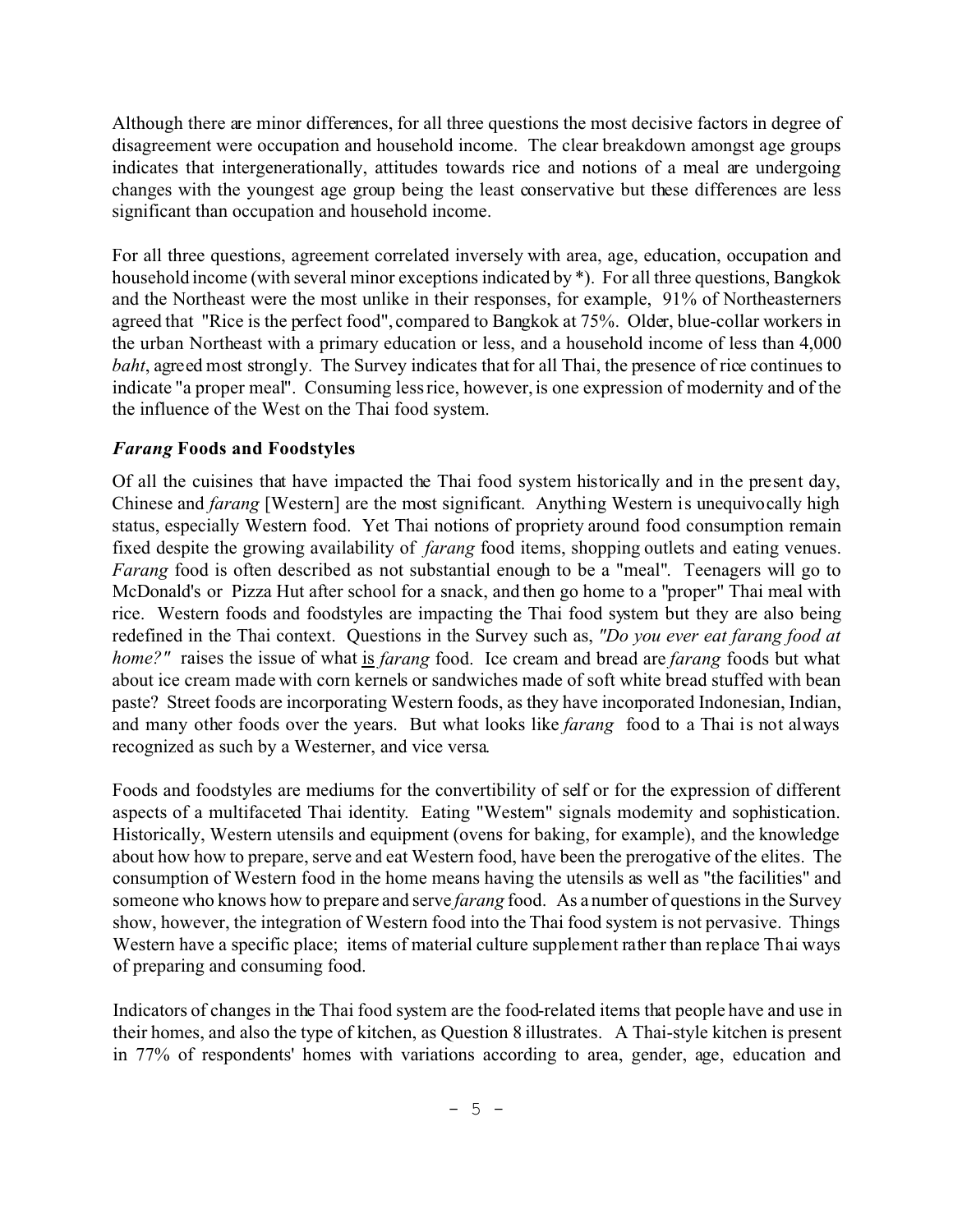Although there are minor differences, for all three questions the most decisive factors in degree of disagreement were occupation and household income. The clear breakdown amongst age groups indicates that intergenerationally, attitudes towards rice and notions of a meal are undergoing changes with the youngest age group being the least conservative but these differences are less significant than occupation and household income.

For all three questions, agreement correlated inversely with area, age, education, occupation and household income (with several minor exceptions indicated by *). For all three questions, Bangkok and the Northeast were the most unlike in their responses, for example, 91% of Northeasterners agreed that "Rice is the perfect food", compared to Bangkok at 75%. Older, blue-collar workers in the urban Northeast with a primary education or less, and a household income of less than 4,000 *baht*, agreed most strongly. The Survey indicates that for all Thai, the presence of rice continues to indicate "a proper meal". Consuming less rice, however, is one expression of modernity and of the the influence of the West on the Thai food system.

### *Farang* Foods and Foodstyles

Of all the cuisines that have impacted the Thai food system historically and in the present day, Chinese and *farang* [Western] are the most significant. Anything Western is unequivocally high status, especially Western food. Yet Thai notions of propriety around food consumption remain fixed despite the growing availability of *farang* food items, shopping outlets and eating venues. *Farang* food is often described as not substantial enough to be a "meal". Teenagers will go to McDonald's or Pizza Hut after school for a snack, and then go home to a "proper" Thai meal with rice. Western foods and foodstyles are impacting the Thai food system but they are also being redefined in the Thai context. Questions in the Survey such as, *"Do you ever eat farang food at home?"* raises the issue of what <u>is</u> *farang* food. Ice cream and bread are *farang* foods but what about ice cream made with corn kernels or sandwiches made of soft white bread stuffed with bean paste? Street foods are incorporating Western foods, as they have incorporated Indonesian, Indian, and many other foods over the years. But what looks like *farang* food to a Thai is not always recognized as such by a Westerner, and vice versa.

Foods and foodstyles are mediums for the convertibility of self or for the expression of different aspects of a multifaceted Thai identity. Eating "Western" signals modernity and sophistication. Historically, Western utensils and equipment (ovens for baking, for example), and the knowledge about how how to prepare, serve and eat Western food, have been the prerogative of the elites. The consumption of Western food in the home means having the utensils as well as "the facilities" and someone who knows how to prepare and serve *farang* food. As a number of questions in the Survey show, however, the integration of Western food into the Thai food system is not pervasive. Things Western have a specific place; items of material culture supplement rather than replace Thai ways of preparing and consuming food.

Indicators of changes in the Thai food system are the food-related items that people have and use in their homes, and also the type of kitchen, as Question 8 illustrates. A Thai-style kitchen is present in 77% of respondents' homes with variations according to area, gender, age, education and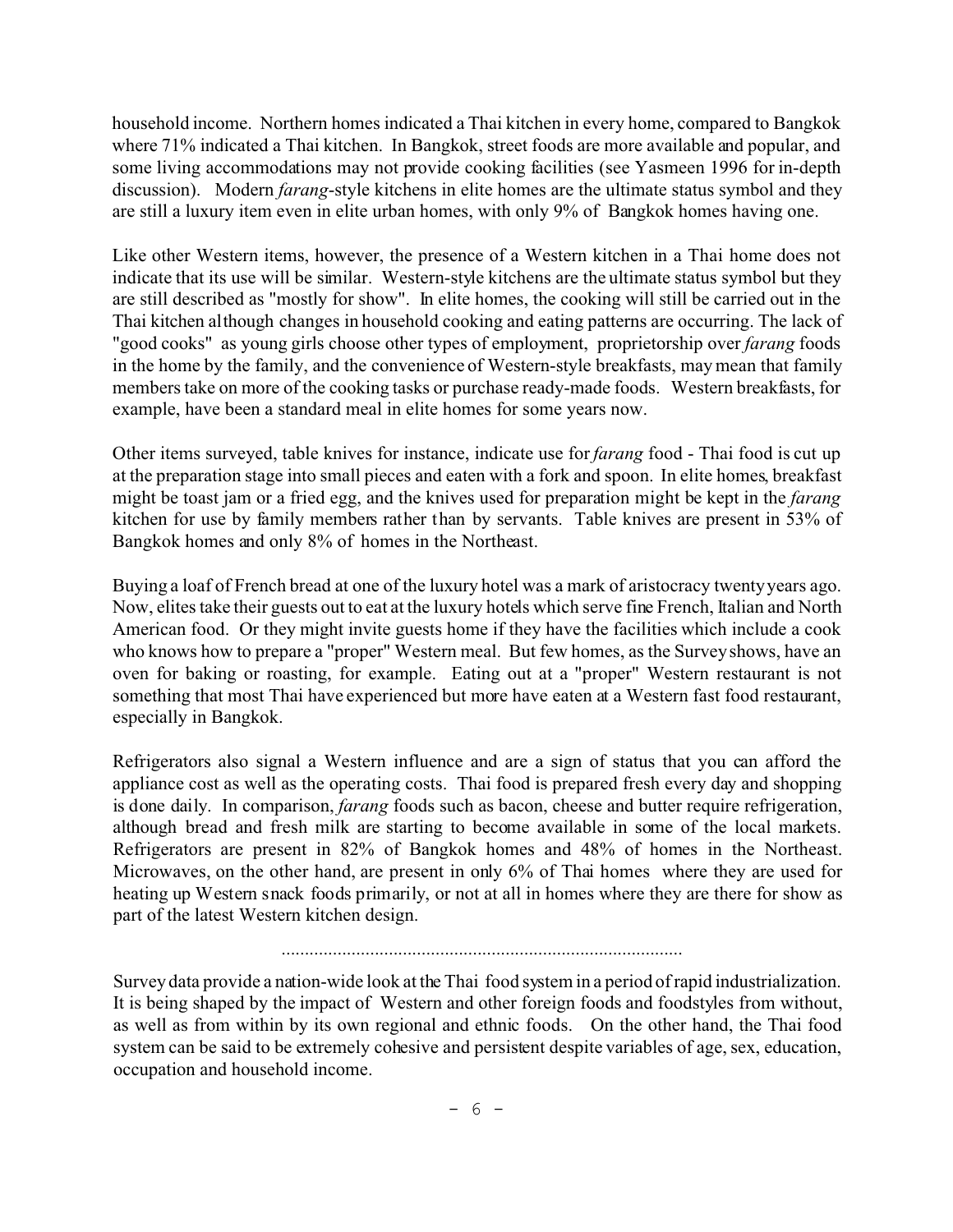household income. Northern homes indicated a Thai kitchen in every home, compared to Bangkok where 71% indicated a Thai kitchen. In Bangkok, street foods are more available and popular, and some living accommodations may not provide cooking facilities (see Yasmeen 1996 for in-depth discussion). Modern *farang*-style kitchens in elite homes are the ultimate status symbol and they are still a luxury item even in elite urban homes, with only 9% of Bangkok homes having one.

Like other Western items, however, the presence of a Western kitchen in a Thai home does not indicate that its use will be similar. Western-style kitchens are the ultimate status symbol but they are still described as "mostly for show". In elite homes, the cooking will still be carried out in the Thai kitchen although changes in household cooking and eating patterns are occurring. The lack of "good cooks" as young girls choose other types of employment, proprietorship over *farang* foods in the home by the family, and the convenience of Western-style breakfasts, may mean that family members take on more of the cooking tasks or purchase ready-made foods. Western breakfasts, for example, have been a standard meal in elite homes for some years now.

Other items surveyed, table knives for instance, indicate use for *farang* food - Thai food is cut up at the preparation stage into small pieces and eaten with a fork and spoon. In elite homes, breakfast might be toast jam or a fried egg, and the knives used for preparation might be kept in the *farang* kitchen for use by family members rather than by servants. Table knives are present in 53% of Bangkok homes and only 8% of homes in the Northeast.

Buying a loaf of French bread at one of the luxury hotel was a mark of aristocracy twenty years ago. Now, elites take their guests out to eat at the luxury hotels which serve fine French, Italian and North American food. Or they might invite guests home if they have the facilities which include a cook who knows how to prepare a "proper" Western meal. But few homes, as the Survey shows, have an oven for baking or roasting, for example. Eating out at a "proper" Western restaurant is not something that most Thai have experienced but more have eaten at a Western fast food restaurant, especially in Bangkok.

Refrigerators also signal a Western influence and are a sign of status that you can afford the appliance cost as well as the operating costs. Thai food is prepared fresh every day and shopping is done daily. In comparison, *farang* foods such as bacon, cheese and butter require refrigeration, although bread and fresh milk are starting to become available in some of the local markets. Refrigerators are present in 82% of Bangkok homes and 48% of homes in the Northeast. Microwaves, on the other hand, are present in only 6% of Thai homes where they are used for heating up Western snack foods primarily, or not at all in homes where they are there for show as part of the latest Western kitchen design.

.......................................................................................

Survey data provide a nation-wide look at the Thai food system in a period of rapid industrialization. It is being shaped by the impact of Western and other foreign foods and foodstyles from without, as well as from within by its own regional and ethnic foods. On the other hand, the Thai food system can be said to be extremely cohesive and persistent despite variables of age, sex, education, occupation and household income.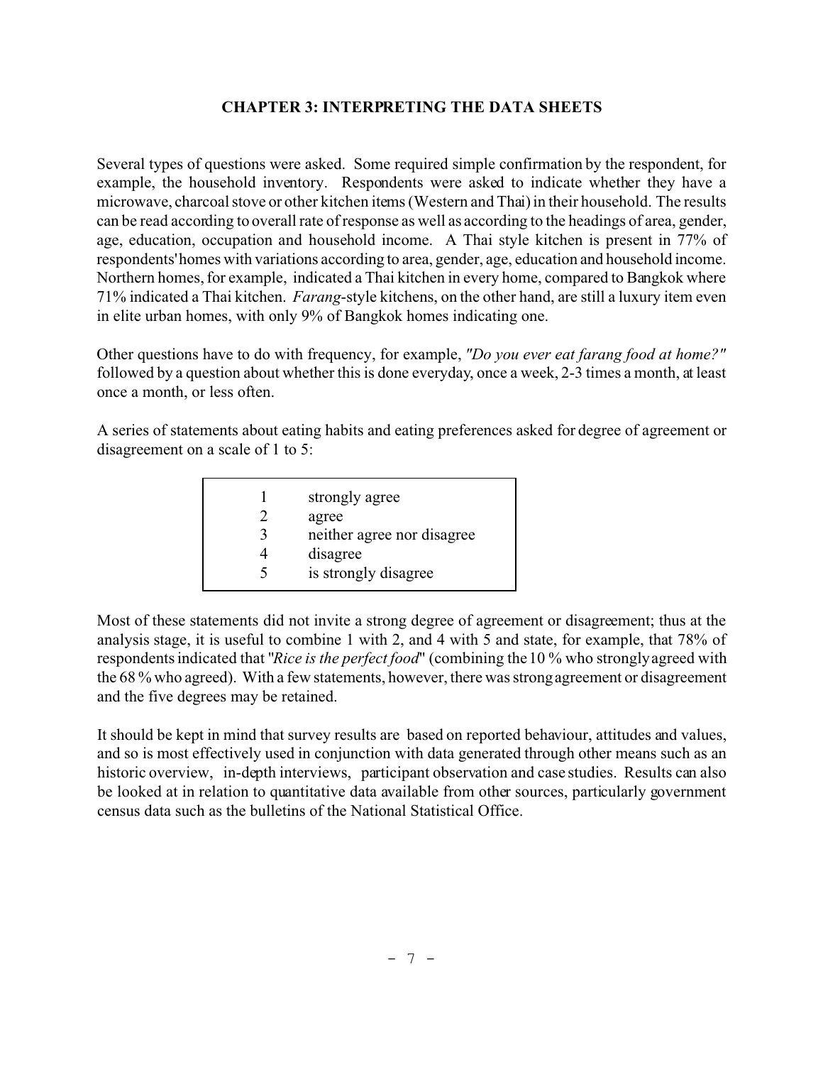## CHAPTER 3: INTERPRETING THE DATA SHEETS

Several types of questions were asked. Some required simple confirmation by the respondent, for example, the household inventory. Respondents were asked to indicate whether they have a microwave, charcoal stove or other kitchen items (Western and Thai) in their household. The results can be read according to overall rate of response as well as according to the headings of area, gender, age, education, occupation and household income. A Thai style kitchen is present in 77% of respondents' homes with variations according to area, gender, age, education and household income. Northern homes, for example, indicated a Thai kitchen in every home, compared to Bangkok where 71% indicated a Thai kitchen. *Farang*-style kitchens, on the other hand, are still a luxury item even in elite urban homes, with only 9% of Bangkok homes indicating one.

Other questions have to do with frequency, for example, *"Do you ever eat farang food at home?"* followed by a question about whether this is done everyday, once a week, 2-3 times a month, at least once a month, or less often.

A series of statements about eating habits and eating preferences asked for degree of agreement or disagreement on a scale of 1 to 5:

| | |
|---|---|
| 1 | strongly agree |
| 2 | agree |
| 3 | neither agree nor disagree |
| 4 | disagree |
| 5 | is strongly disagree |

Most of these statements did not invite a strong degree of agreement or disagreement; thus at the analysis stage, it is useful to combine 1 with 2, and 4 with 5 and state, for example, that 78% of respondents indicated that "*Rice is the perfect food*" (combining the 10 % who strongly agreed with the 68 % who agreed). With a few statements, however, there was strong agreement or disagreement and the five degrees may be retained.

It should be kept in mind that survey results are based on reported behaviour, attitudes and values, and so is most effectively used in conjunction with data generated through other means such as an historic overview, in-depth interviews, participant observation and case studies. Results can also be looked at in relation to quantitative data available from other sources, particularly government census data such as the bulletins of the National Statistical Office.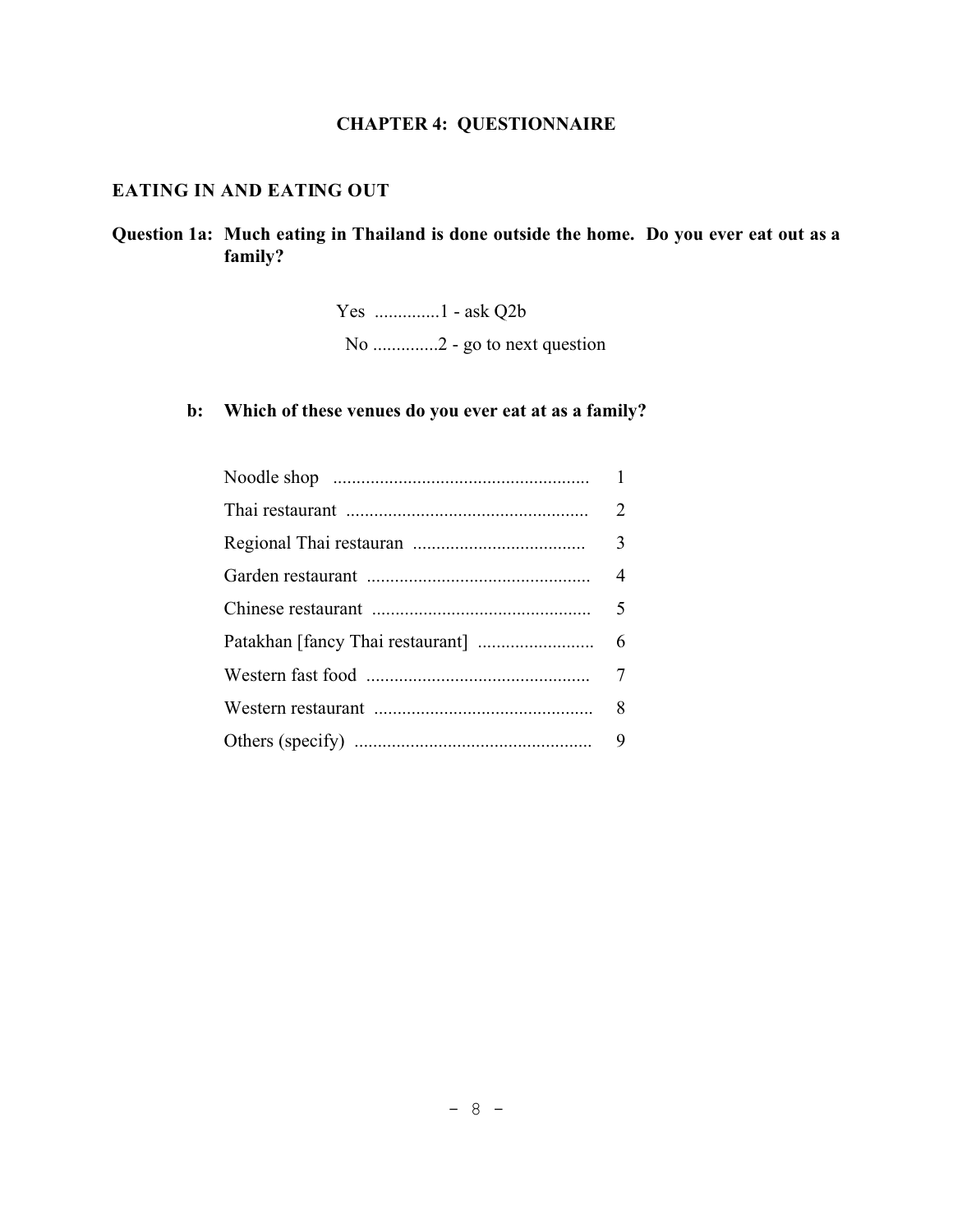# CHAPTER 4: QUESTIONNAIRE

## EATING IN AND EATING OUT

**Question 1a: Much eating in Thailand is done outside the home. Do you ever eat out as a family?**

Yes .............1 - ask Q2b

No .............2 - go to next question

**b: Which of these venues do you ever eat at as a family?**

| | |
|---|---|
| Noodle shop ...................................................... | 1 |
| Thai restaurant ................................................... | 2 |
| Regional Thai restauran ..................................... | 3 |
| Garden restaurant ................................................ | 4 |
| Chinese restaurant ............................................... | 5 |
| Patakhan [fancy Thai restaurant] ......................... | 6 |
| Western fast food ................................................ | 7 |
| Western restaurant ............................................... | 8 |
| Others (specify) .................................................. | 9 |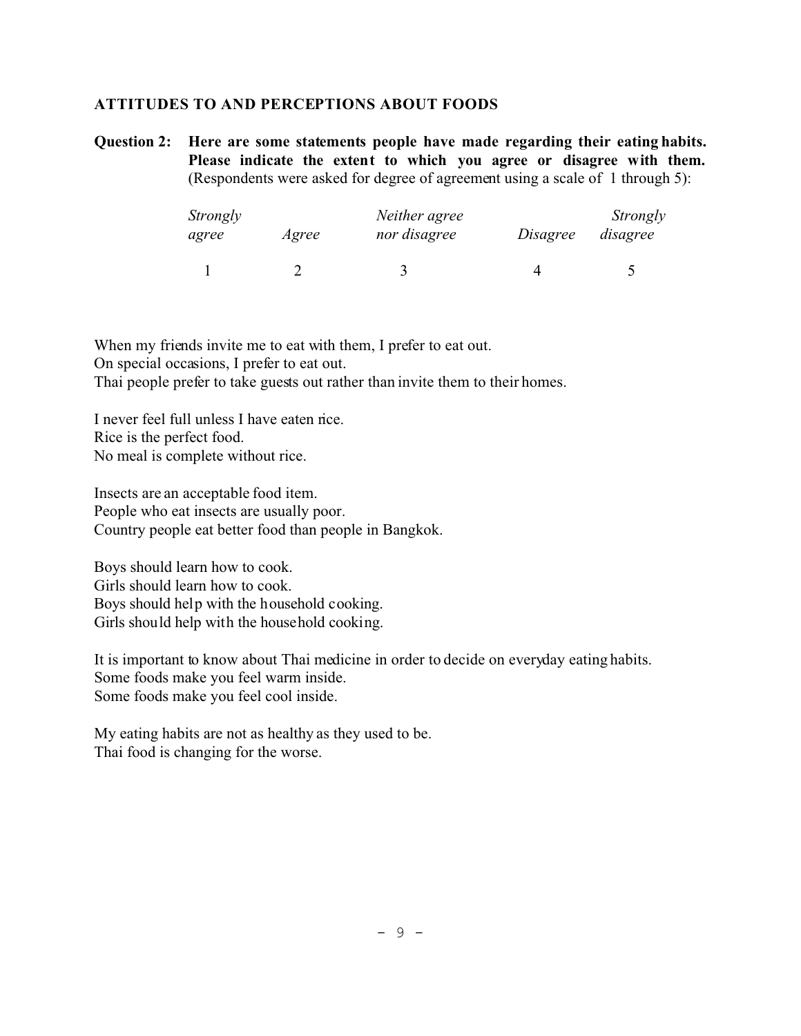## ATTITUDES TO AND PERCEPTIONS ABOUT FOODS

**Question 2: Here are some statements people have made regarding their eating habits. Please indicate the extent to which you agree or disagree with them.** (Respondents were asked for degree of agreement using a scale of 1 through 5):

| *Strongly agree* | *Agree* | *Neither agree nor disagree* | *Disagree* | *Strongly disagree* |
|---|---|---|---|---|
| 1 | 2 | 3 | 4 | 5 |

When my friends invite me to eat with them, I prefer to eat out.
On special occasions, I prefer to eat out.
Thai people prefer to take guests out rather than invite them to their homes.

I never feel full unless I have eaten rice.
Rice is the perfect food.
No meal is complete without rice.

Insects are an acceptable food item.
People who eat insects are usually poor.
Country people eat better food than people in Bangkok.

Boys should learn how to cook.
Girls should learn how to cook.
Boys should help with the household cooking.
Girls should help with the household cooking.

It is important to know about Thai medicine in order to decide on everyday eating habits.
Some foods make you feel warm inside.
Some foods make you feel cool inside.

My eating habits are not as healthy as they used to be.
Thai food is changing for the worse.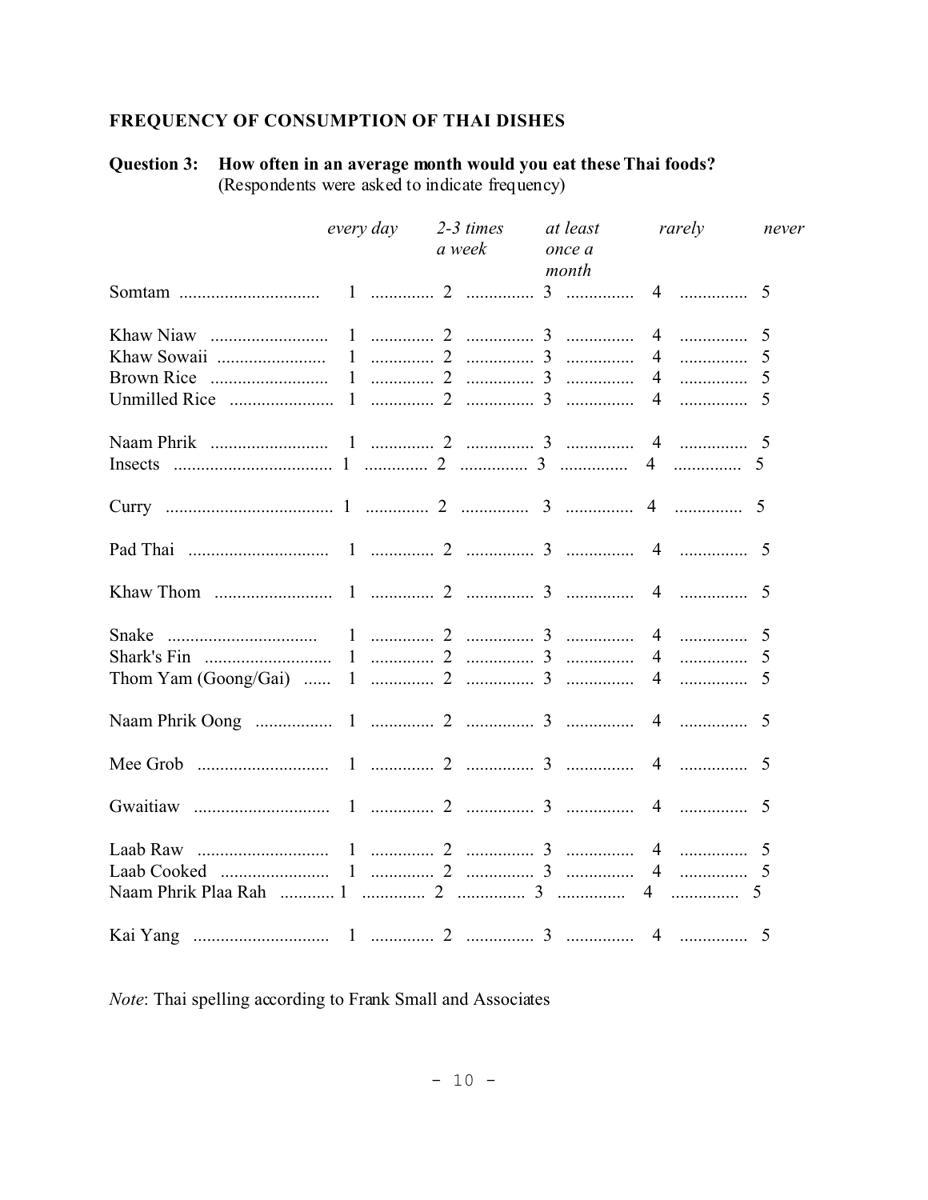## FREQUENCY OF CONSUMPTION OF THAI DISHES

**Question 3: How often in an average month would you eat these Thai foods?**
(Respondents were asked to indicate frequency)

| | *every day* | *2-3 times a week* | *at least once a month* | *rarely* | *never* |
|---|---|---|---|---|---|
| Somtam | 1 | 2 | 3 | 4 | 5 |
| Khaw Niaw | 1 | 2 | 3 | 4 | 5 |
| Khaw Sowaii | 1 | 2 | 3 | 4 | 5 |
| Brown Rice | 1 | 2 | 3 | 4 | 5 |
| Unmilled Rice | 1 | 2 | 3 | 4 | 5 |
| Naam Phrik | 1 | 2 | 3 | 4 | 5 |
| Insects | 1 | 2 | 3 | 4 | 5 |
| Curry | 1 | 2 | 3 | 4 | 5 |
| Pad Thai | 1 | 2 | 3 | 4 | 5 |
| Khaw Thom | 1 | 2 | 3 | 4 | 5 |
| Snake | 1 | 2 | 3 | 4 | 5 |
| Shark's Fin | 1 | 2 | 3 | 4 | 5 |
| Thom Yam (Goong/Gai) | 1 | 2 | 3 | 4 | 5 |
| Naam Phrik Oong | 1 | 2 | 3 | 4 | 5 |
| Mee Grob | 1 | 2 | 3 | 4 | 5 |
| Gwaitiaw | 1 | 2 | 3 | 4 | 5 |
| Laab Raw | 1 | 2 | 3 | 4 | 5 |
| Laab Cooked | 1 | 2 | 3 | 4 | 5 |
| Naam Phrik Plaa Rah | 1 | 2 | 3 | 4 | 5 |
| Kai Yang | 1 | 2 | 3 | 4 | 5 |

*Note*: Thai spelling according to Frank Small and Associates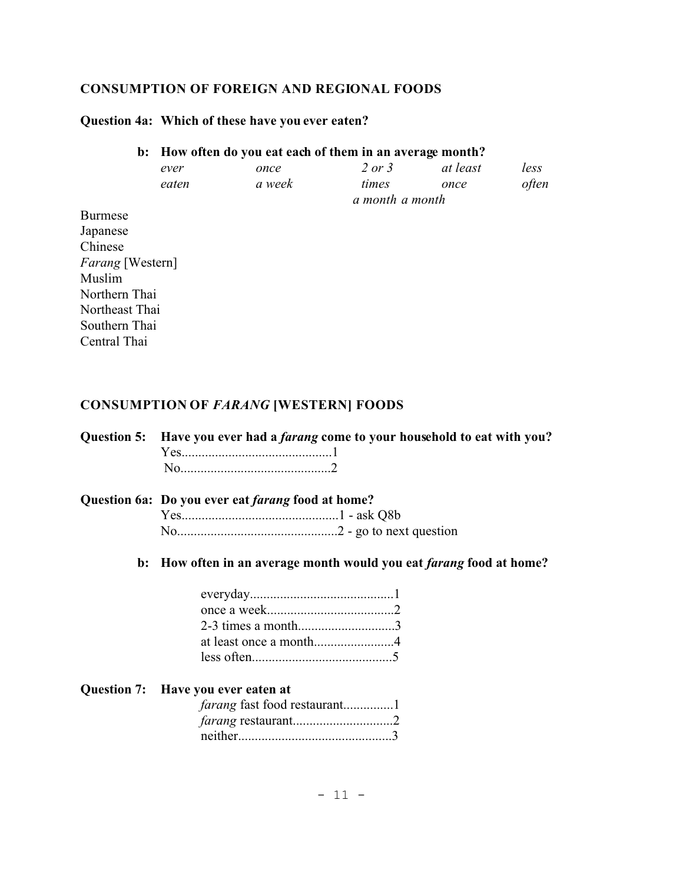## CONSUMPTION OF FOREIGN AND REGIONAL FOODS

**Question 4a: Which of these have you ever eaten?**

**b: How often do you eat each of them in an average month?**

| | *ever eaten* | *once a week* | *2 or 3 times a month* | *at least once a month* | *less often* |
|---|---|---|---|---|---|
| Burmese | | | | | |
| Japanese | | | | | |
| Chinese | | | | | |
| *Farang* [Western] | | | | | |
| Muslim | | | | | |
| Northern Thai | | | | | |
| Northeast Thai | | | | | |
| Southern Thai | | | | | |
| Central Thai | | | | | |

## CONSUMPTION OF *FARANG* [WESTERN] FOODS

**Question 5: Have you ever had a *farang* come to your household to eat with you?**

Yes.............................................1
No.............................................2

**Question 6a: Do you ever eat *farang* food at home?**

Yes...............................................1 - ask Q8b
No................................................2 - go to next question

**b: How often in an average month would you eat *farang* food at home?**

everyday...........................................1
once a week......................................2
2-3 times a month.............................3
at least once a month........................4
less often..........................................5

**Question 7: Have you ever eaten at**

*farang* fast food restaurant...............1
*farang* restaurant..............................2
neither..............................................3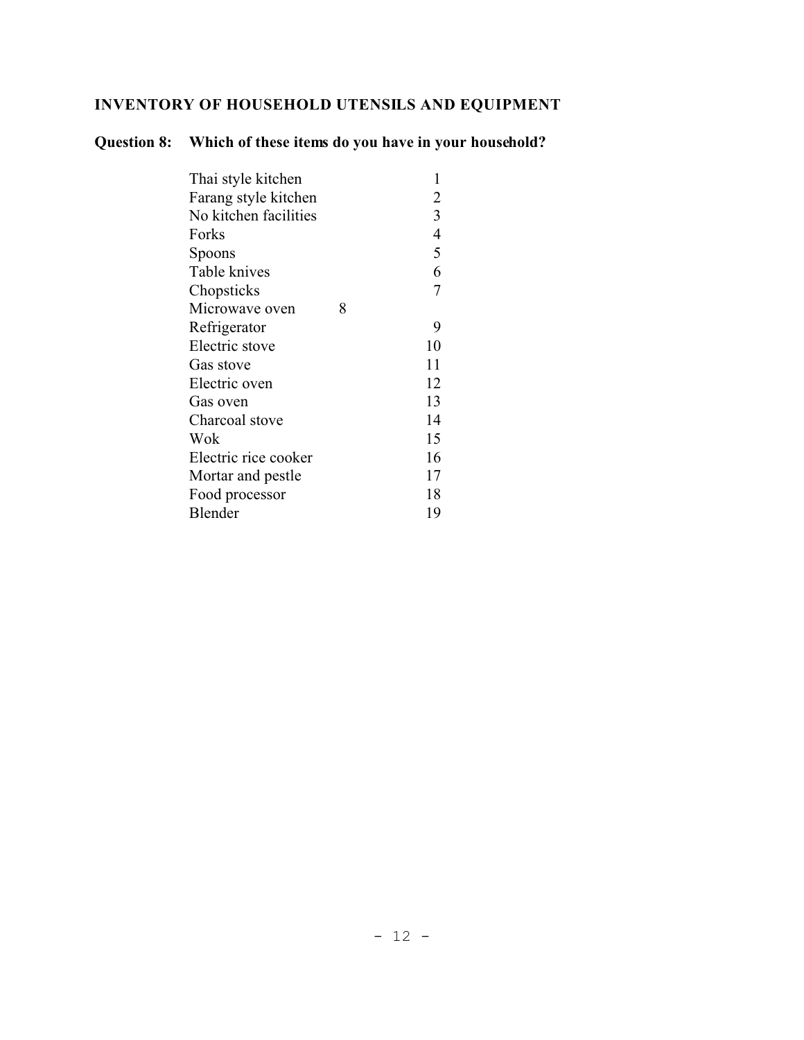**INVENTORY OF HOUSEHOLD UTENSILS AND EQUIPMENT**

**Question 8: Which of these items do you have in your household?**

| | |
|---|---|
| Thai style kitchen | 1 |
| Farang style kitchen | 2 |
| No kitchen facilities | 3 |
| Forks | 4 |
| Spoons | 5 |
| Table knives | 6 |
| Chopsticks | 7 |
| Microwave oven | 8 |
| Refrigerator | 9 |
| Electric stove | 10 |
| Gas stove | 11 |
| Electric oven | 12 |
| Gas oven | 13 |
| Charcoal stove | 14 |
| Wok | 15 |
| Electric rice cooker | 16 |
| Mortar and pestle | 17 |
| Food processor | 18 |
| Blender | 19 |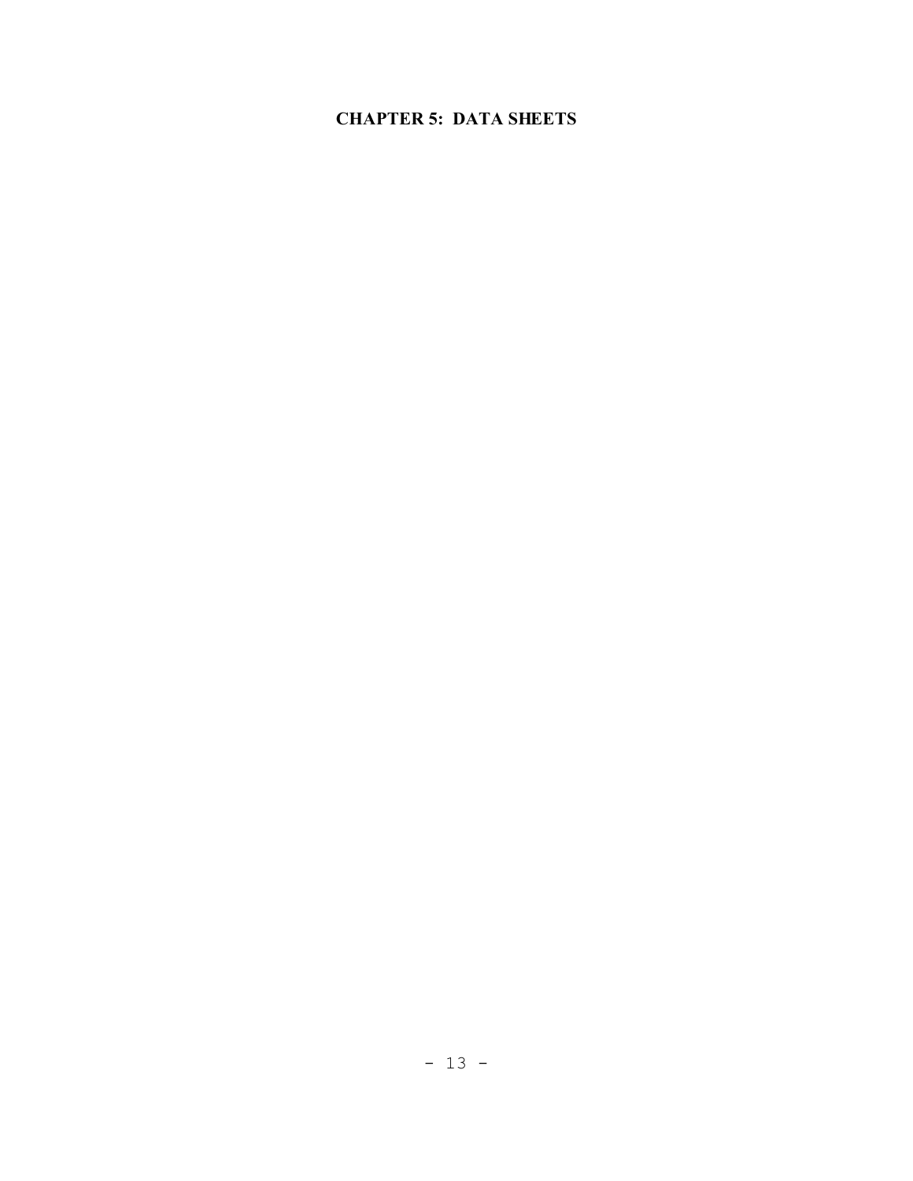# CHAPTER 5: DATA SHEETS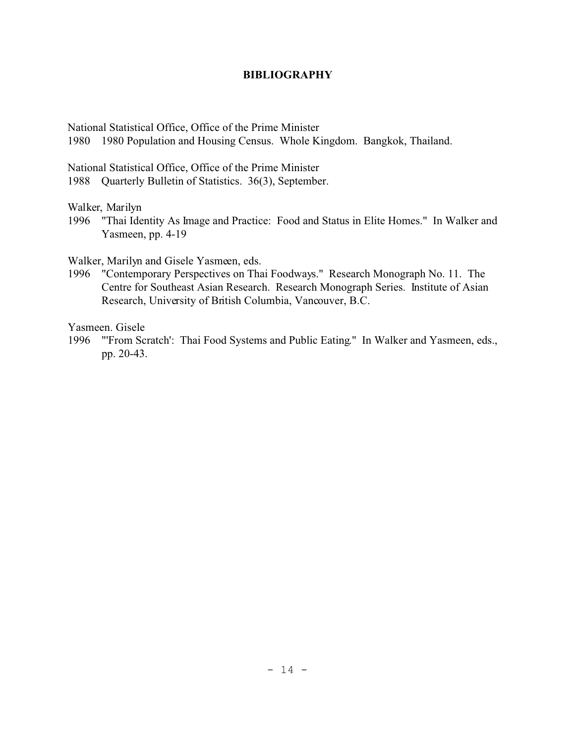# BIBLIOGRAPHY

National Statistical Office, Office of the Prime Minister
1980 1980 Population and Housing Census. Whole Kingdom. Bangkok, Thailand.

National Statistical Office, Office of the Prime Minister
1988 Quarterly Bulletin of Statistics. 36(3), September.

Walker, Marilyn
1996 "Thai Identity As Image and Practice: Food and Status in Elite Homes." In Walker and Yasmeen, pp. 4-19

Walker, Marilyn and Gisele Yasmeen, eds.
1996 "Contemporary Perspectives on Thai Foodways." Research Monograph No. 11. The Centre for Southeast Asian Research. Research Monograph Series. Institute of Asian Research, University of British Columbia, Vancouver, B.C.

Yasmeen. Gisele
1996 "'From Scratch': Thai Food Systems and Public Eating." In Walker and Yasmeen, eds., pp. 20-43.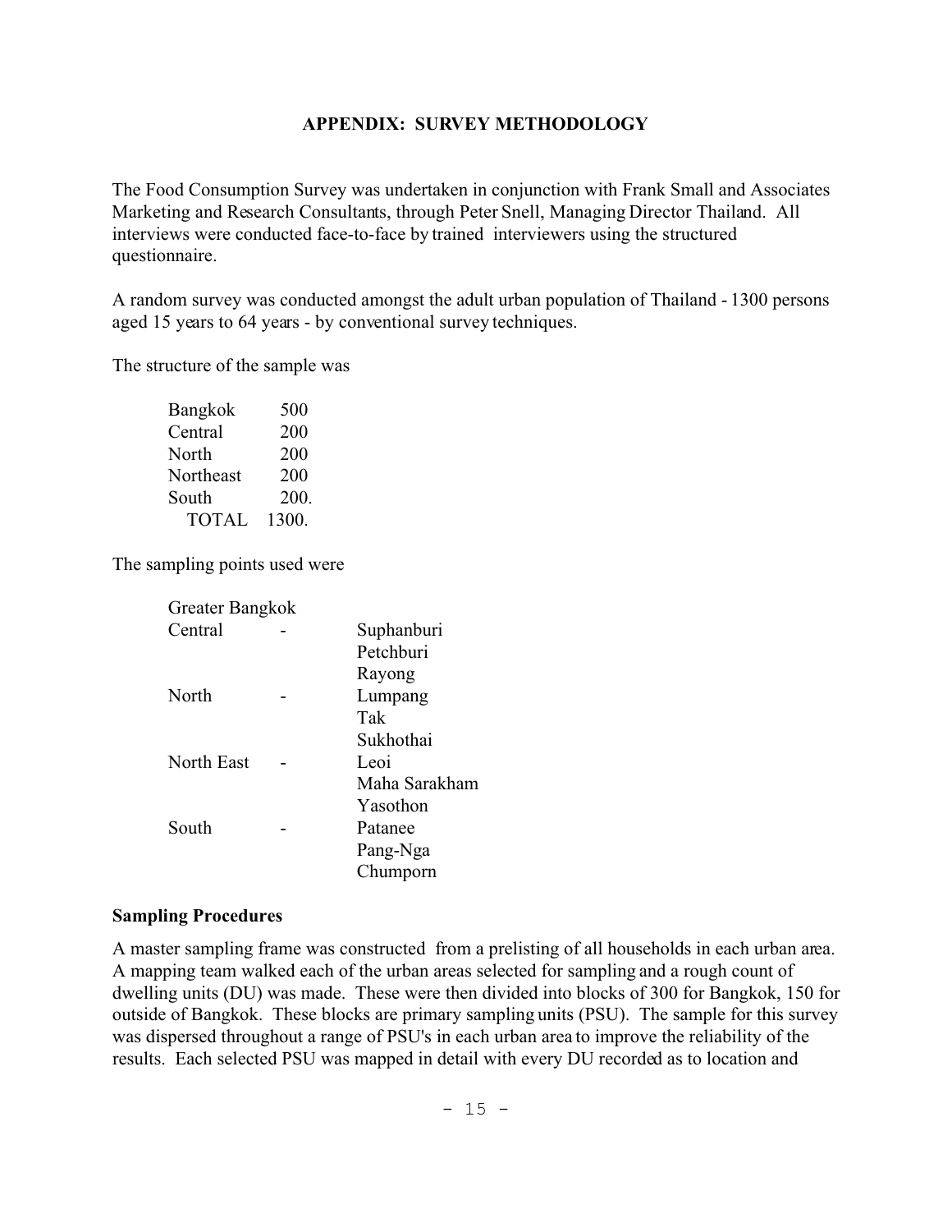## APPENDIX: SURVEY METHODOLOGY

The Food Consumption Survey was undertaken in conjunction with Frank Small and Associates Marketing and Research Consultants, through Peter Snell, Managing Director Thailand. All interviews were conducted face-to-face by trained interviewers using the structured questionnaire.

A random survey was conducted amongst the adult urban population of Thailand - 1300 persons aged 15 years to 64 years - by conventional survey techniques.

The structure of the sample was

| | |
|---|---|
| Bangkok | 500 |
| Central | 200 |
| North | 200 |
| Northeast | 200 |
| South | 200. |
| TOTAL | 1300. |

The sampling points used were

| | | |
|---|---|---|
| Greater Bangkok | | |
| Central | - | Suphanburi |
| | | Petchburi |
| | | Rayong |
| North | - | Lumpang |
| | | Tak |
| | | Sukhothai |
| North East | - | Leoi |
| | | Maha Sarakham |
| | | Yasothon |
| South | - | Patanee |
| | | Pang-Nga |
| | | Chumporn |

### Sampling Procedures

A master sampling frame was constructed from a prelisting of all households in each urban area. A mapping team walked each of the urban areas selected for sampling and a rough count of dwelling units (DU) was made. These were then divided into blocks of 300 for Bangkok, 150 for outside of Bangkok. These blocks are primary sampling units (PSU). The sample for this survey was dispersed throughout a range of PSU's in each urban area to improve the reliability of the results. Each selected PSU was mapped in detail with every DU recorded as to location and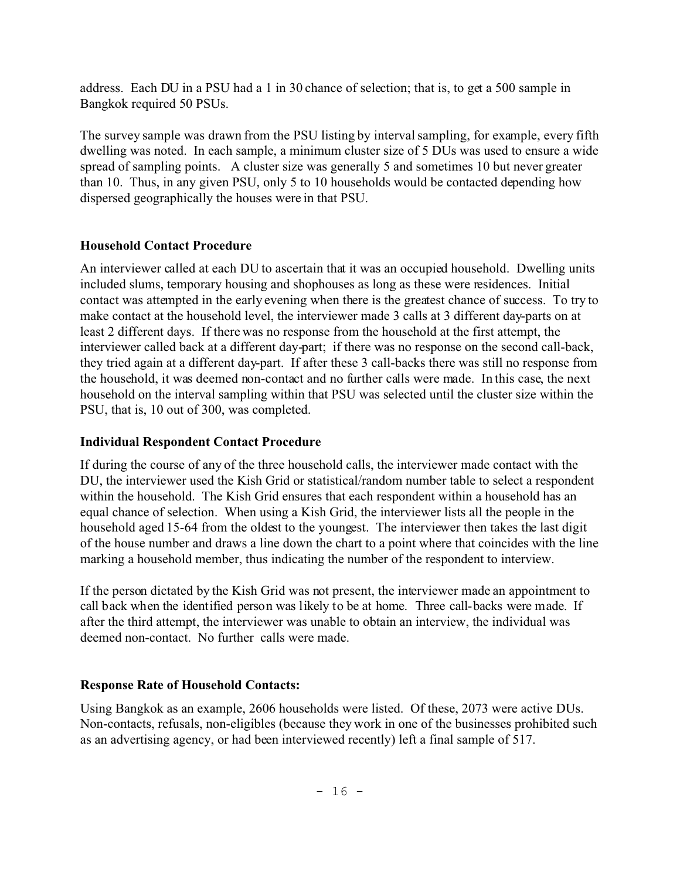address. Each DU in a PSU had a 1 in 30 chance of selection; that is, to get a 500 sample in Bangkok required 50 PSUs.

The survey sample was drawn from the PSU listing by interval sampling, for example, every fifth dwelling was noted. In each sample, a minimum cluster size of 5 DUs was used to ensure a wide spread of sampling points. A cluster size was generally 5 and sometimes 10 but never greater than 10. Thus, in any given PSU, only 5 to 10 households would be contacted depending how dispersed geographically the houses were in that PSU.

### Household Contact Procedure

An interviewer called at each DU to ascertain that it was an occupied household. Dwelling units included slums, temporary housing and shophouses as long as these were residences. Initial contact was attempted in the early evening when there is the greatest chance of success. To try to make contact at the household level, the interviewer made 3 calls at 3 different day-parts on at least 2 different days. If there was no response from the household at the first attempt, the interviewer called back at a different day-part; if there was no response on the second call-back, they tried again at a different day-part. If after these 3 call-backs there was still no response from the household, it was deemed non-contact and no further calls were made. In this case, the next household on the interval sampling within that PSU was selected until the cluster size within the PSU, that is, 10 out of 300, was completed.

### Individual Respondent Contact Procedure

If during the course of any of the three household calls, the interviewer made contact with the DU, the interviewer used the Kish Grid or statistical/random number table to select a respondent within the household. The Kish Grid ensures that each respondent within a household has an equal chance of selection. When using a Kish Grid, the interviewer lists all the people in the household aged 15-64 from the oldest to the youngest. The interviewer then takes the last digit of the house number and draws a line down the chart to a point where that coincides with the line marking a household member, thus indicating the number of the respondent to interview.

If the person dictated by the Kish Grid was not present, the interviewer made an appointment to call back when the identified person was likely to be at home. Three call-backs were made. If after the third attempt, the interviewer was unable to obtain an interview, the individual was deemed non-contact. No further calls were made.

### Response Rate of Household Contacts:

Using Bangkok as an example, 2606 households were listed. Of these, 2073 were active DUs. Non-contacts, refusals, non-eligibles (because they work in one of the businesses prohibited such as an advertising agency, or had been interviewed recently) left a final sample of 517.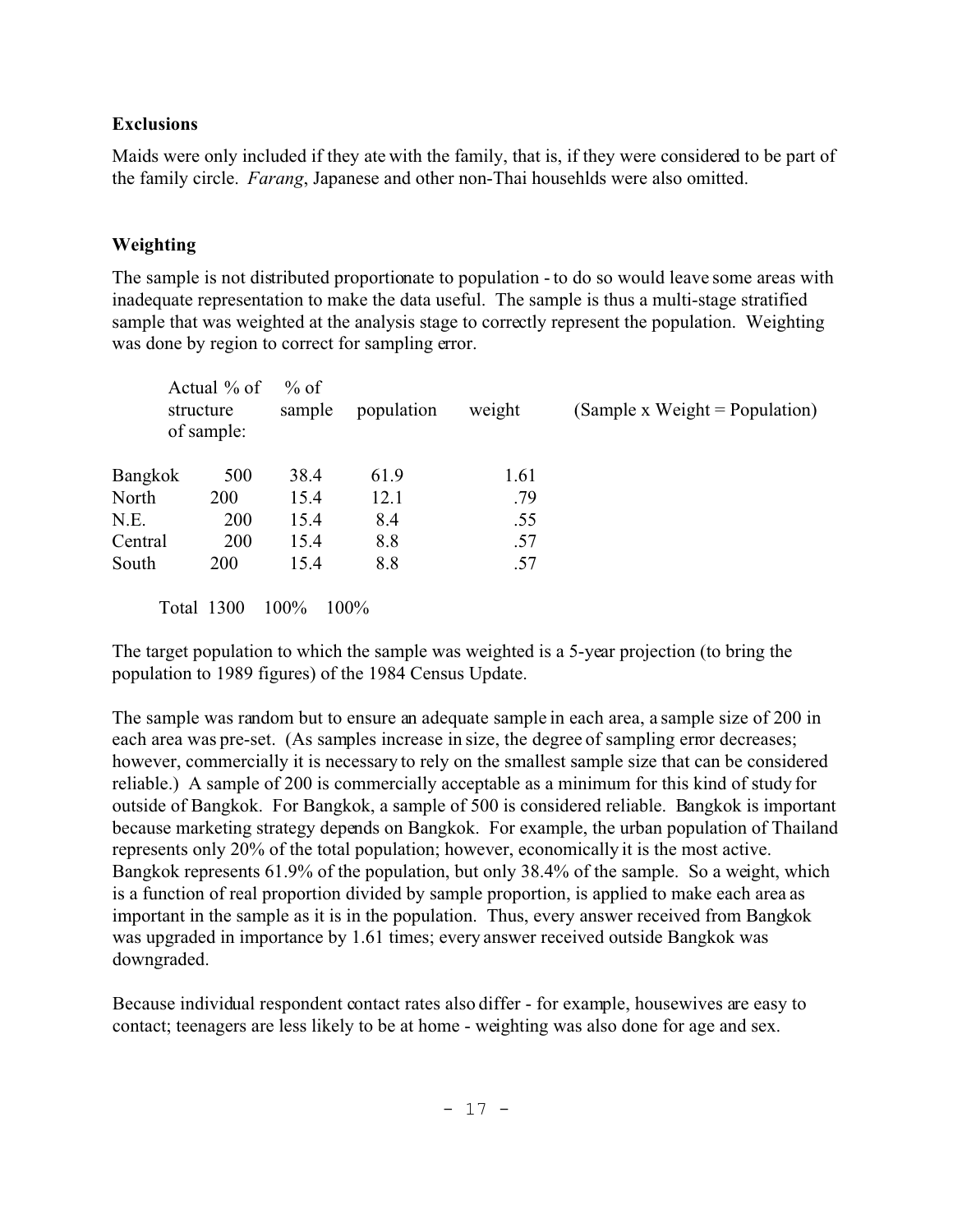### Exclusions

Maids were only included if they ate with the family, that is, if they were considered to be part of the family circle. *Farang*, Japanese and other non-Thai househlds were also omitted.

### Weighting

The sample is not distributed proportionate to population - to do so would leave some areas with inadequate representation to make the data useful. The sample is thus a multi-stage stratified sample that was weighted at the analysis stage to correctly represent the population. Weighting was done by region to correct for sampling error.

| | Actual % of structure of sample: | % of sample | population | weight | (Sample x Weight = Population) |
|---|---|---|---|---|---|
| Bangkok | 500 | 38.4 | 61.9 | 1.61 | |
| North | 200 | 15.4 | 12.1 | .79 | |
| N.E. | 200 | 15.4 | 8.4 | .55 | |
| Central | 200 | 15.4 | 8.8 | .57 | |
| South | 200 | 15.4 | 8.8 | .57 | |
| Total | 1300 | 100% | 100% | | |

The target population to which the sample was weighted is a 5-year projection (to bring the population to 1989 figures) of the 1984 Census Update.

The sample was random but to ensure an adequate sample in each area, a sample size of 200 in each area was pre-set. (As samples increase in size, the degree of sampling error decreases; however, commercially it is necessary to rely on the smallest sample size that can be considered reliable.) A sample of 200 is commercially acceptable as a minimum for this kind of study for outside of Bangkok. For Bangkok, a sample of 500 is considered reliable. Bangkok is important because marketing strategy depends on Bangkok. For example, the urban population of Thailand represents only 20% of the total population; however, economically it is the most active. Bangkok represents 61.9% of the population, but only 38.4% of the sample. So a weight, which is a function of real proportion divided by sample proportion, is applied to make each area as important in the sample as it is in the population. Thus, every answer received from Bangkok was upgraded in importance by 1.61 times; every answer received outside Bangkok was downgraded.

Because individual respondent contact rates also differ - for example, housewives are easy to contact; teenagers are less likely to be at home - weighting was also done for age and sex.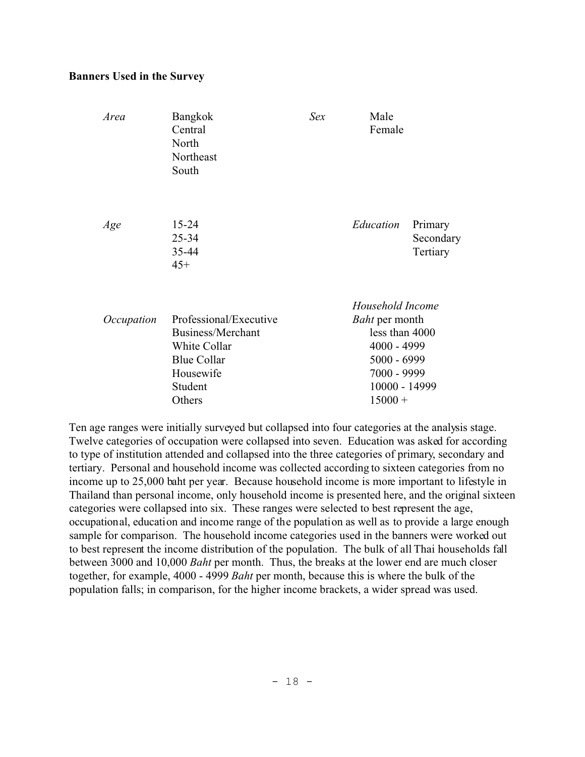**Banners Used in the Survey**

| | | | |
|---|---|---|---|
| *Area* | Bangkok<br>Central<br>North<br>Northeast<br>South | *Sex* | Male<br>Female |
| *Age* | 15-24<br>25-34<br>35-44<br>45+ | *Education* | Primary<br>Secondary<br>Tertiary |
| *Occupation* | Professional/Executive<br>Business/Merchant<br>White Collar<br>Blue Collar<br>Housewife<br>Student<br>Others | *Household Income*<br>*Baht* per month | less than 4000<br>4000 - 4999<br>5000 - 6999<br>7000 - 9999<br>10000 - 14999<br>15000 + |

Ten age ranges were initially surveyed but collapsed into four categories at the analysis stage. Twelve categories of occupation were collapsed into seven. Education was asked for according to type of institution attended and collapsed into the three categories of primary, secondary and tertiary. Personal and household income was collected according to sixteen categories from no income up to 25,000 baht per year. Because household income is more important to lifestyle in Thailand than personal income, only household income is presented here, and the original sixteen categories were collapsed into six. These ranges were selected to best represent the age, occupational, education and income range of the population as well as to provide a large enough sample for comparison. The household income categories used in the banners were worked out to best represent the income distribution of the population. The bulk of all Thai households fall between 3000 and 10,000 *Baht* per month. Thus, the breaks at the lower end are much closer together, for example, 4000 - 4999 *Baht* per month, because this is where the bulk of the population falls; in comparison, for the higher income brackets, a wider spread was used.